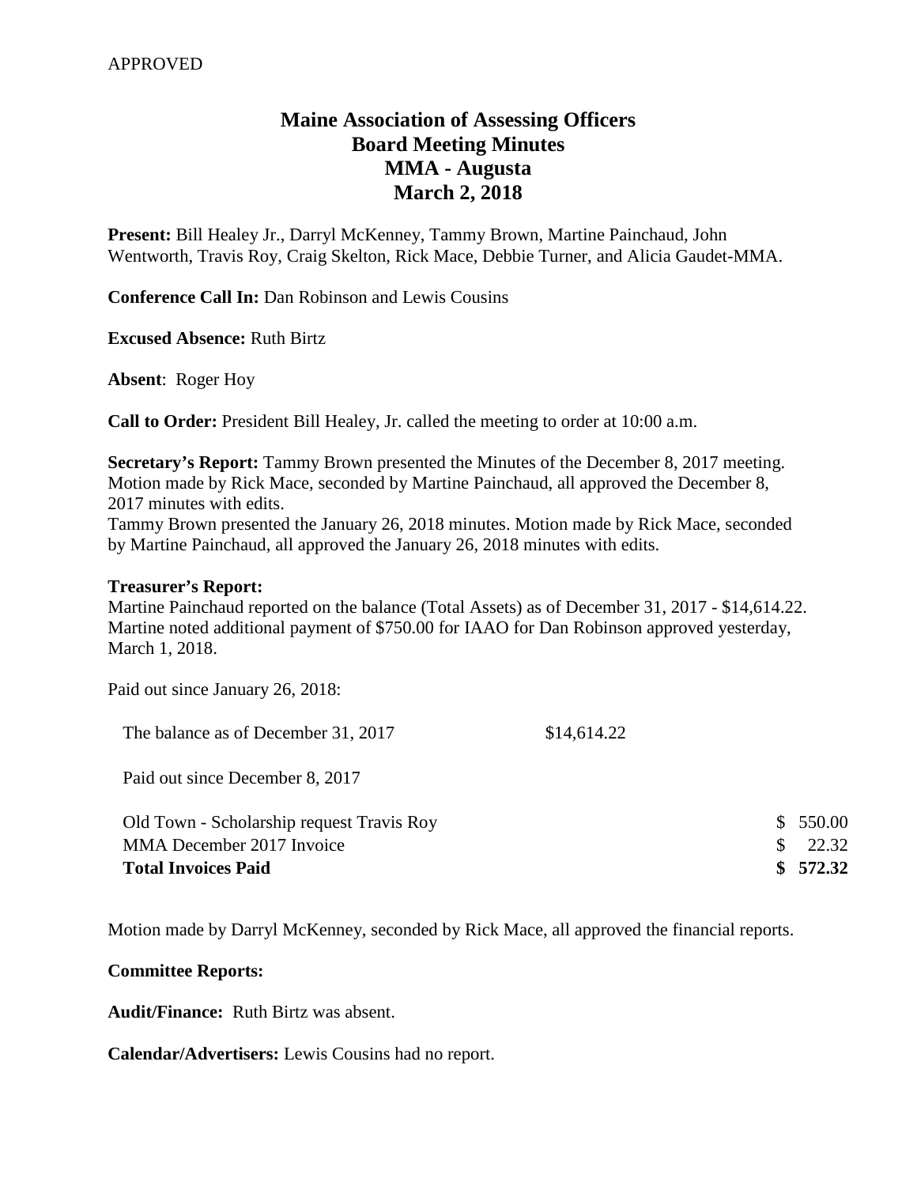APPROVED

# Maine Association of Assessing Officers
## Board Meeting Minutes
## MMA - Augusta
## March 2, 2018

**Present:** Bill Healey Jr., Darryl McKenney, Tammy Brown, Martine Painchaud, John Wentworth, Travis Roy, Craig Skelton, Rick Mace, Debbie Turner, and Alicia Gaudet-MMA.

**Conference Call In:** Dan Robinson and Lewis Cousins

**Excused Absence:** Ruth Birtz

**Absent**: Roger Hoy

**Call to Order:** President Bill Healey, Jr. called the meeting to order at 10:00 a.m.

**Secretary's Report:** Tammy Brown presented the Minutes of the December 8, 2017 meeting. Motion made by Rick Mace, seconded by Martine Painchaud, all approved the December 8, 2017 minutes with edits.

Tammy Brown presented the January 26, 2018 minutes. Motion made by Rick Mace, seconded by Martine Painchaud, all approved the January 26, 2018 minutes with edits.

**Treasurer's Report:**

Martine Painchaud reported on the balance (Total Assets) as of December 31, 2017 - $14,614.22. Martine noted additional payment of $750.00 for IAAO for Dan Robinson approved yesterday, March 1, 2018.

Paid out since January 26, 2018:

| | | |
|---|---|---|
| The balance as of December 31, 2017 | $14,614.22 | |
| Paid out since December 8, 2017 | | |
| Old Town - Scholarship request Travis Roy | | $ 550.00 |
| MMA December 2017 Invoice | | $ 22.32 |
| **Total Invoices Paid** | | **$ 572.32** |

Motion made by Darryl McKenney, seconded by Rick Mace, all approved the financial reports.

**Committee Reports:**

**Audit/Finance:** Ruth Birtz was absent.

**Calendar/Advertisers:** Lewis Cousins had no report.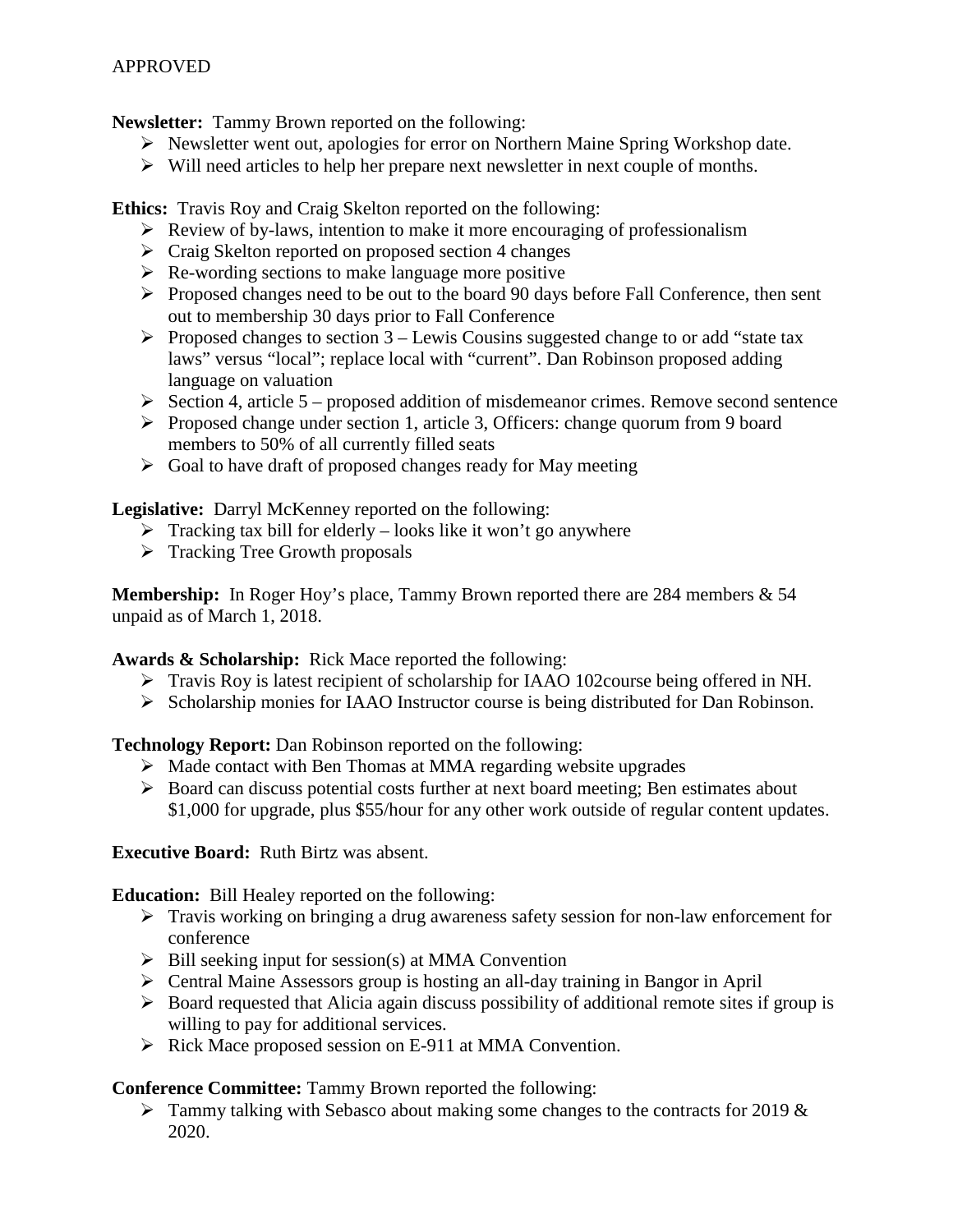APPROVED

**Newsletter:** Tammy Brown reported on the following:

- Newsletter went out, apologies for error on Northern Maine Spring Workshop date.
- Will need articles to help her prepare next newsletter in next couple of months.

**Ethics:** Travis Roy and Craig Skelton reported on the following:

- Review of by-laws, intention to make it more encouraging of professionalism
- Craig Skelton reported on proposed section 4 changes
- Re-wording sections to make language more positive
- Proposed changes need to be out to the board 90 days before Fall Conference, then sent out to membership 30 days prior to Fall Conference
- Proposed changes to section 3 – Lewis Cousins suggested change to or add "state tax laws" versus "local"; replace local with "current". Dan Robinson proposed adding language on valuation
- Section 4, article 5 – proposed addition of misdemeanor crimes. Remove second sentence
- Proposed change under section 1, article 3, Officers: change quorum from 9 board members to 50% of all currently filled seats
- Goal to have draft of proposed changes ready for May meeting

**Legislative:** Darryl McKenney reported on the following:

- Tracking tax bill for elderly – looks like it won't go anywhere
- Tracking Tree Growth proposals

**Membership:** In Roger Hoy's place, Tammy Brown reported there are 284 members & 54 unpaid as of March 1, 2018.

**Awards & Scholarship:** Rick Mace reported the following:

- Travis Roy is latest recipient of scholarship for IAAO 102course being offered in NH.
- Scholarship monies for IAAO Instructor course is being distributed for Dan Robinson.

**Technology Report:** Dan Robinson reported on the following:

- Made contact with Ben Thomas at MMA regarding website upgrades
- Board can discuss potential costs further at next board meeting; Ben estimates about $1,000 for upgrade, plus $55/hour for any other work outside of regular content updates.

**Executive Board:** Ruth Birtz was absent.

**Education:** Bill Healey reported on the following:

- Travis working on bringing a drug awareness safety session for non-law enforcement for conference
- Bill seeking input for session(s) at MMA Convention
- Central Maine Assessors group is hosting an all-day training in Bangor in April
- Board requested that Alicia again discuss possibility of additional remote sites if group is willing to pay for additional services.
- Rick Mace proposed session on E-911 at MMA Convention.

**Conference Committee:** Tammy Brown reported the following:

- Tammy talking with Sebasco about making some changes to the contracts for 2019 & 2020.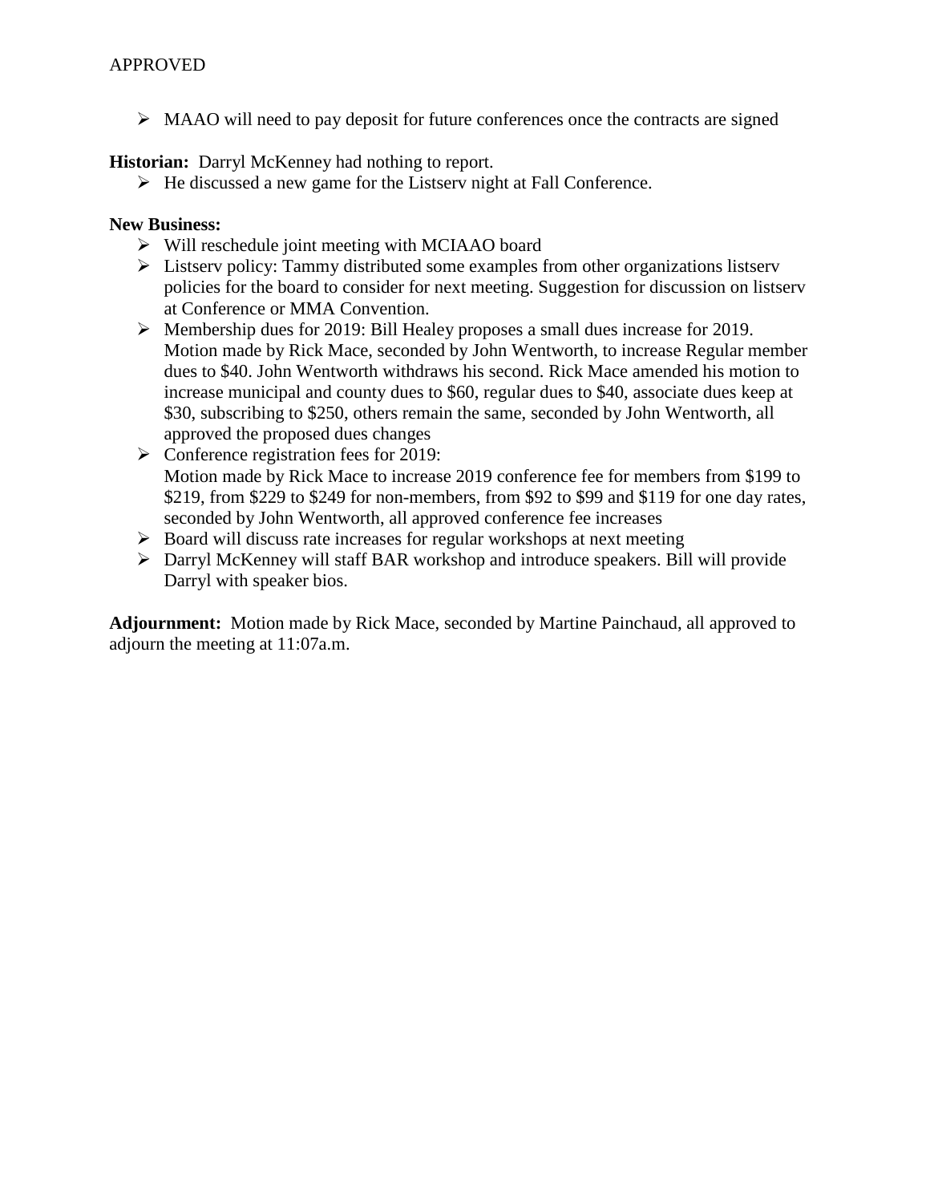APPROVED

- MAAO will need to pay deposit for future conferences once the contracts are signed

**Historian:** Darryl McKenney had nothing to report.

- He discussed a new game for the Listserv night at Fall Conference.

**New Business:**

- Will reschedule joint meeting with MCIAAO board
- Listserv policy: Tammy distributed some examples from other organizations listserv policies for the board to consider for next meeting. Suggestion for discussion on listserv at Conference or MMA Convention.
- Membership dues for 2019: Bill Healey proposes a small dues increase for 2019. Motion made by Rick Mace, seconded by John Wentworth, to increase Regular member dues to $40. John Wentworth withdraws his second. Rick Mace amended his motion to increase municipal and county dues to $60, regular dues to $40, associate dues keep at $30, subscribing to $250, others remain the same, seconded by John Wentworth, all approved the proposed dues changes
- Conference registration fees for 2019:
  Motion made by Rick Mace to increase 2019 conference fee for members from $199 to $219, from $229 to $249 for non-members, from $92 to $99 and $119 for one day rates, seconded by John Wentworth, all approved conference fee increases
- Board will discuss rate increases for regular workshops at next meeting
- Darryl McKenney will staff BAR workshop and introduce speakers. Bill will provide Darryl with speaker bios.

**Adjournment:** Motion made by Rick Mace, seconded by Martine Painchaud, all approved to adjourn the meeting at 11:07a.m.